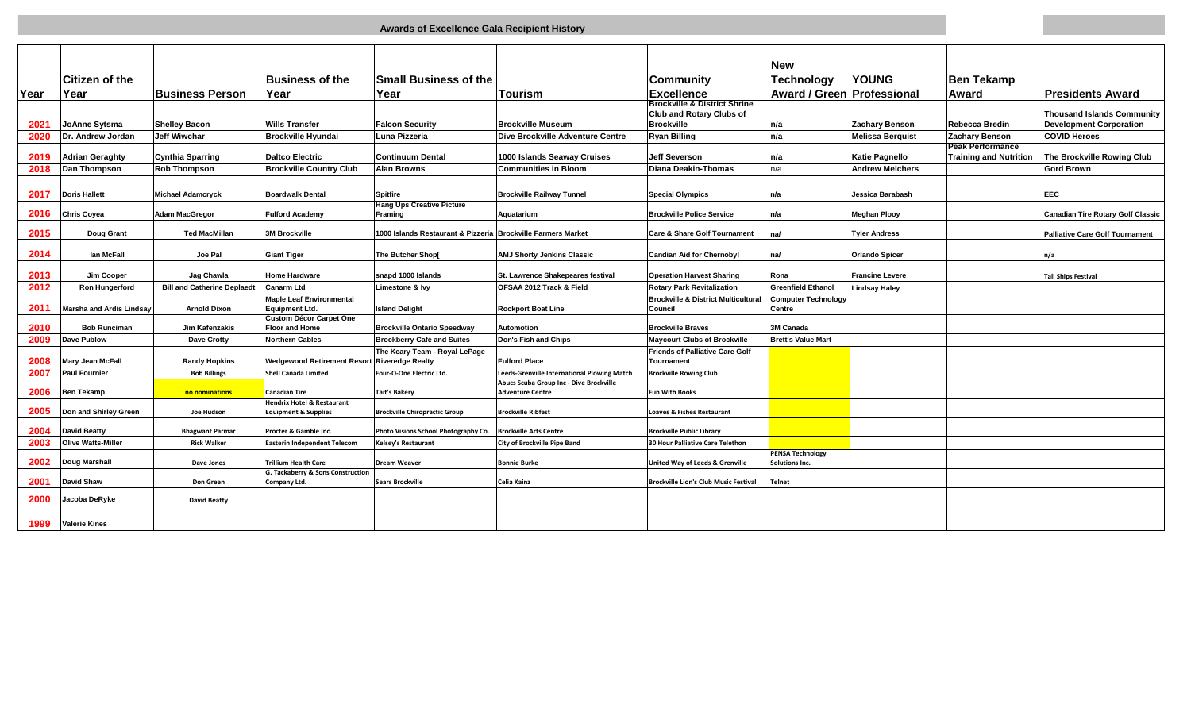# Awards of Excellence Gala Recipient History

| Year | Citizen of the Year | Business Person | Business of the Year | Small Business of the Year | Tourism | Community Excellence | New Technology Award / Green | YOUNG Professional | Ben Tekamp Award | Presidents Award |
|---|---|---|---|---|---|---|---|---|---|---|
| 2021 | JoAnne Sytsma | Shelley Bacon | Wills Transfer | Falcon Security | Brockville Museum | Brockville & District Shrine Club and Rotary Clubs of Brockville | n/a | Zachary Benson | Rebecca Bredin | Thousand Islands Community Development Corporation |
| 2020 | Dr. Andrew Jordan | Jeff Wiwchar | Brockville Hyundai | Luna Pizzeria | Dive Brockville Adventure Centre | Ryan Billing | n/a | Melissa Berquist | Zachary Benson | COVID Heroes |
| 2019 | Adrian Geraghty | Cynthia Sparring | Daltco Electric | Continuum Dental | 1000 Islands Seaway Cruises | Jeff Severson | n/a | Katie Pagnello | Peak Performance Training and Nutrition | The Brockville Rowing Club |
| 2018 | Dan Thompson | Rob Thompson | Brockville Country Club | Alan Browns | Communities in Bloom | Diana Deakin-Thomas | n/a | Andrew Melchers | | Gord Brown |
| 2017 | Doris Hallett | Michael Adamcryck | Boardwalk Dental | Spitfire | Brockville Railway Tunnel | Special Olympics | n/a | Jessica Barabash | | EEC |
| 2016 | Chris Coyea | Adam MacGregor | Fulford Academy | Hang Ups Creative Picture Framing | Aquatarium | Brockville Police Service | n/a | Meghan Plooy | | Canadian Tire Rotary Golf Classic |
| 2015 | Doug Grant | Ted MacMillan | 3M Brockville | 1000 Islands Restaurant & Pizzeria | Brockville Farmers Market | Care & Share Golf Tournament | na/ | Tyler Andress | | Palliative Care Golf Tournament |
| 2014 | Ian McFall | Joe Pal | Giant Tiger | The Butcher Shop[ | AMJ Shorty Jenkins Classic | Candian Aid for Chernobyl | na/ | Orlando Spicer | | n/a |
| 2013 | Jim Cooper | Jag Chawla | Home Hardware | snapd 1000 Islands | St. Lawrence Shakepeares festival | Operation Harvest Sharing | Rona | Francine Levere | | Tall Ships Festival |
| 2012 | Ron Hungerford | Bill and Catherine Deplaedt | Canarm Ltd | Limestone & Ivy | OFSAA 2012 Track & Field | Rotary Park Revitalization | Greenfield Ethanol | Lindsay Haley | | |
| 2011 | Marsha and Ardis Lindsay | Arnold Dixon | Maple Leaf Environmental Equipment Ltd. | Island Delight | Rockport Boat Line | Brockville & District Multicultural Council | Computer Technology Centre | | | |
| 2010 | Bob Runciman | Jim Kafenzakis | Custom Décor Carpet One Floor and Home | Brockville Ontario Speedway | Automotion | Brockville Braves | 3M Canada | | | |
| 2009 | Dave Publow | Dave Crotty | Northern Cables | Brockberry Café and Suites | Don's Fish and Chips | Maycourt Clubs of Brockville | Brett's Value Mart | | | |
| 2008 | Mary Jean McFall | Randy Hopkins | Wedgewood Retirement Resort | Riveredge Realty The Keary Team - Royal LePage | Fulford Place | Friends of Palliative Care Golf Tournament | | | | |
| 2007 | Paul Fournier | Bob Billings | Shell Canada Limited | Four-O-One Electric Ltd. | Leeds-Grenville International Plowing Match | Brockville Rowing Club | | | | |
| 2006 | Ben Tekamp | no nominations | Canadian Tire | Tait's Bakery | Abucs Scuba Group Inc - Dive Brockville Adventure Centre | Fun With Books | | | | |
| 2005 | Don and Shirley Green | Joe Hudson | Hendrix Hotel & Restaurant Equipment & Supplies | Brockville Chiropractic Group | Brockville Ribfest | Loaves & Fishes Restaurant | | | | |
| 2004 | David Beatty | Bhagwant Parmar | Procter & Gamble Inc. | Photo Visions School Photography Co. | Brockville Arts Centre | Brockville Public Library | | | | |
| 2003 | Olive Watts-Miller | Rick Walker | Easterin Independent Telecom | Kelsey's Restaurant | City of Brockville Pipe Band | 30 Hour Palliative Care Telethon | | | | |
| 2002 | Doug Marshall | Dave Jones | Trillium Health Care | Dream Weaver | Bonnie Burke | United Way of Leeds & Grenville | PENSA Technology Solutions Inc. | | | |
| 2001 | David Shaw | Don Green | G. Tackaberry & Sons Construction Company Ltd. | Sears Brockville | Celia Kainz | Brockville Lion's Club Music Festival | Telnet | | | |
| 2000 | Jacoba DeRyke | David Beatty | | | | | | | | |
| 1999 | Valerie Kines | | | | | | | | | |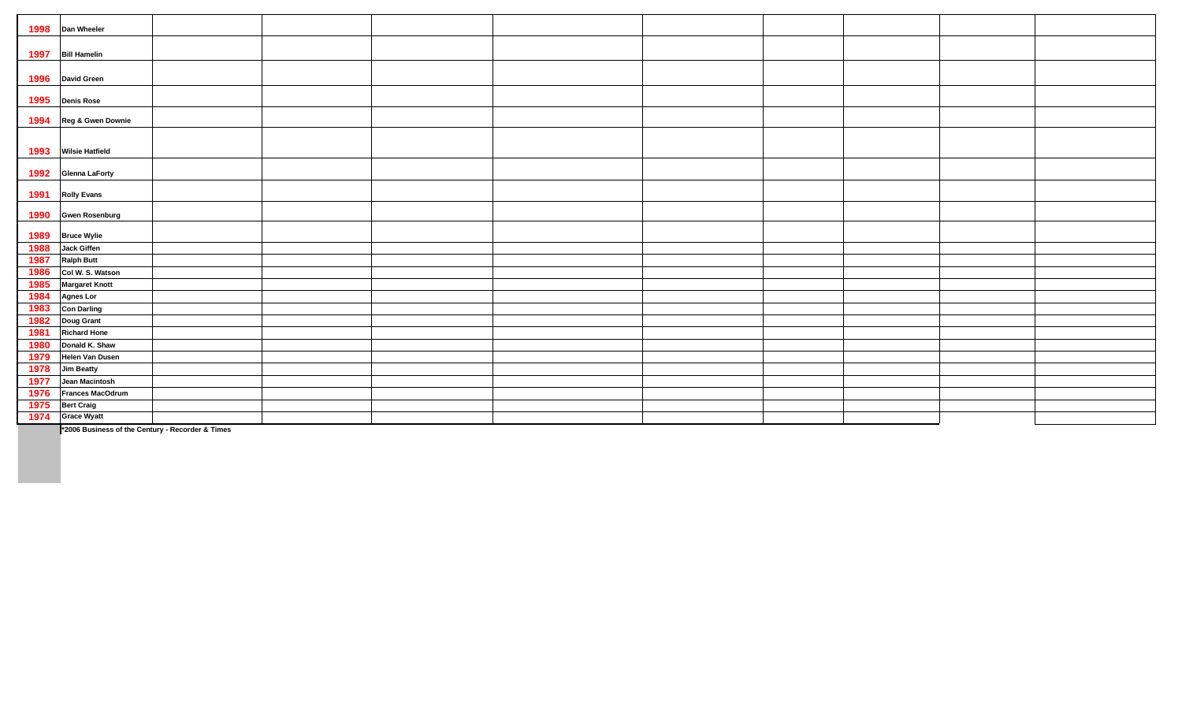| | | | | | | | | | | |
|---|---|---|---|---|---|---|---|---|---|---|
| **1998** | **Dan Wheeler** | | | | | | | | | |
| **1997** | **Bill Hamelin** | | | | | | | | | |
| **1996** | **David Green** | | | | | | | | | |
| **1995** | **Denis Rose** | | | | | | | | | |
| **1994** | **Reg & Gwen Downie** | | | | | | | | | |
| **1993** | **Wilsie Hatfield** | | | | | | | | | |
| **1992** | **Glenna LaForty** | | | | | | | | | |
| **1991** | **Rolly Evans** | | | | | | | | | |
| **1990** | **Gwen Rosenburg** | | | | | | | | | |
| **1989** | **Bruce Wylie** | | | | | | | | | |
| **1988** | **Jack Giffen** | | | | | | | | | |
| **1987** | **Ralph Butt** | | | | | | | | | |
| **1986** | **Col W. S. Watson** | | | | | | | | | |
| **1985** | **Margaret Knott** | | | | | | | | | |
| **1984** | **Agnes Lor** | | | | | | | | | |
| **1983** | **Con Darling** | | | | | | | | | |
| **1982** | **Doug Grant** | | | | | | | | | |
| **1981** | **Richard Hone** | | | | | | | | | |
| **1980** | **Donald K. Shaw** | | | | | | | | | |
| **1979** | **Helen Van Dusen** | | | | | | | | | |
| **1978** | **Jim Beatty** | | | | | | | | | |
| **1977** | **Jean Macintosh** | | | | | | | | | |
| **1976** | **Frances MacOdrum** | | | | | | | | | |
| **1975** | **Bert Craig** | | | | | | | | | |
| **1974** | **Grace Wyatt** | | | | | | | | | |

**\*2006 Business of the Century - Recorder & Times**